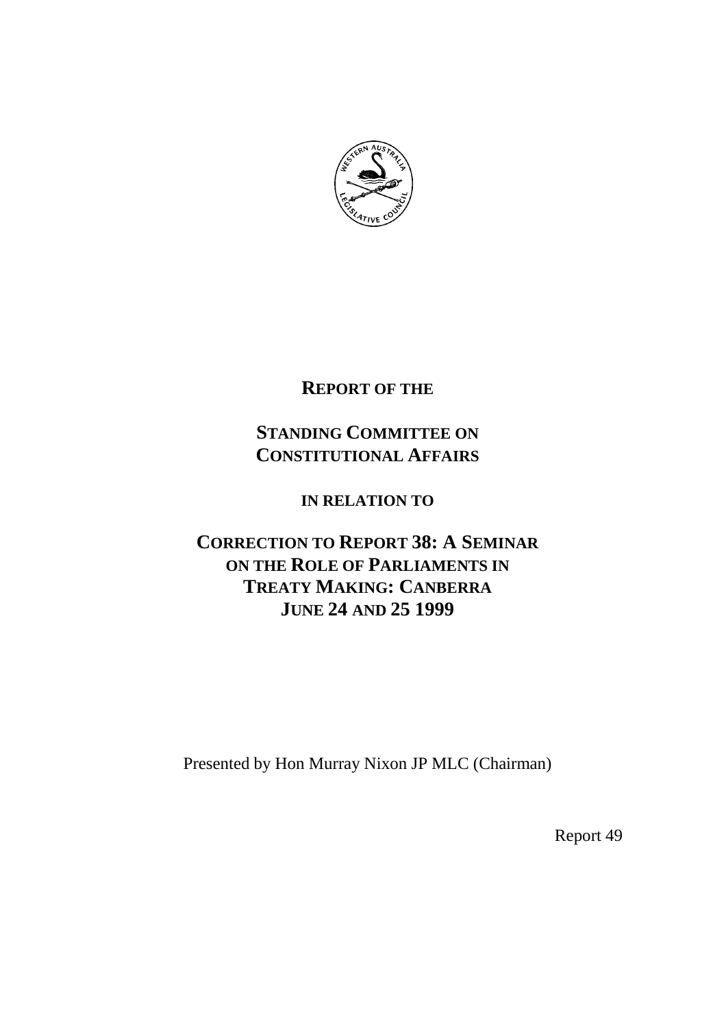# REPORT OF THE

# STANDING COMMITTEE ON CONSTITUTIONAL AFFAIRS

## IN RELATION TO

# CORRECTION TO REPORT 38: A SEMINAR ON THE ROLE OF PARLIAMENTS IN TREATY MAKING: CANBERRA JUNE 24 AND 25 1999

Presented by Hon Murray Nixon JP MLC (Chairman)

Report 49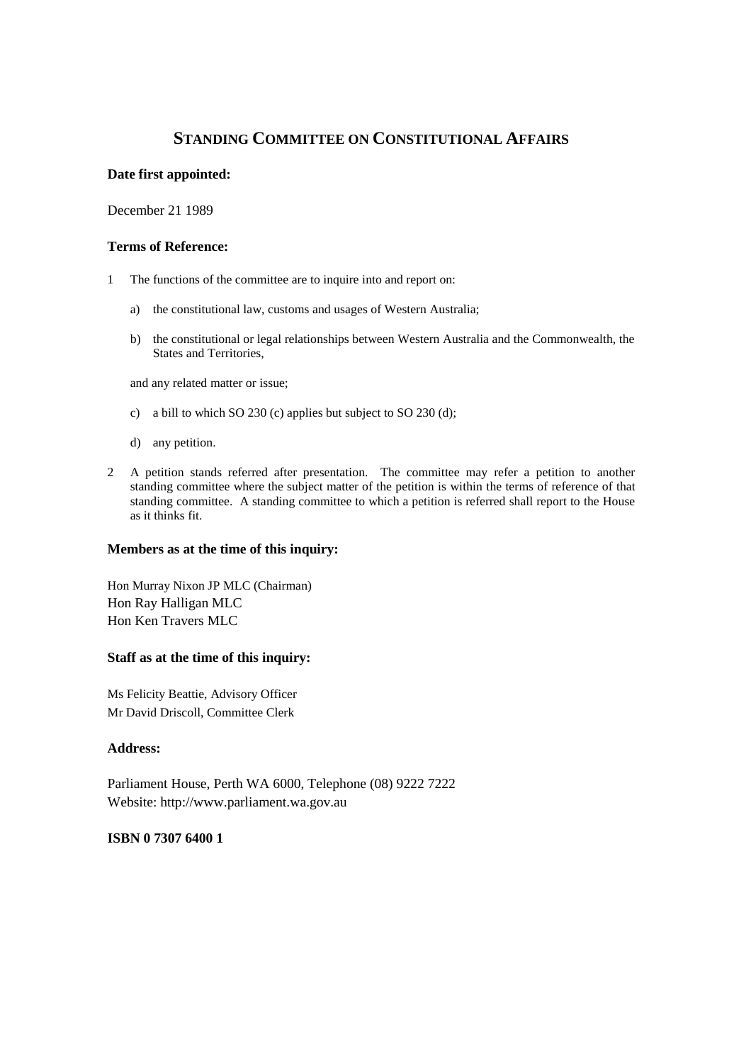# STANDING COMMITTEE ON CONSTITUTIONAL AFFAIRS

**Date first appointed:**

December 21 1989

**Terms of Reference:**

1 The functions of the committee are to inquire into and report on:

   a) the constitutional law, customs and usages of Western Australia;

   b) the constitutional or legal relationships between Western Australia and the Commonwealth, the States and Territories,

   and any related matter or issue;

   c) a bill to which SO 230 (c) applies but subject to SO 230 (d);

   d) any petition.

2 A petition stands referred after presentation. The committee may refer a petition to another standing committee where the subject matter of the petition is within the terms of reference of that standing committee. A standing committee to which a petition is referred shall report to the House as it thinks fit.

**Members as at the time of this inquiry:**

Hon Murray Nixon JP MLC (Chairman)
Hon Ray Halligan MLC
Hon Ken Travers MLC

**Staff as at the time of this inquiry:**

Ms Felicity Beattie, Advisory Officer
Mr David Driscoll, Committee Clerk

**Address:**

Parliament House, Perth WA 6000, Telephone (08) 9222 7222
Website: http://www.parliament.wa.gov.au

**ISBN 0 7307 6400 1**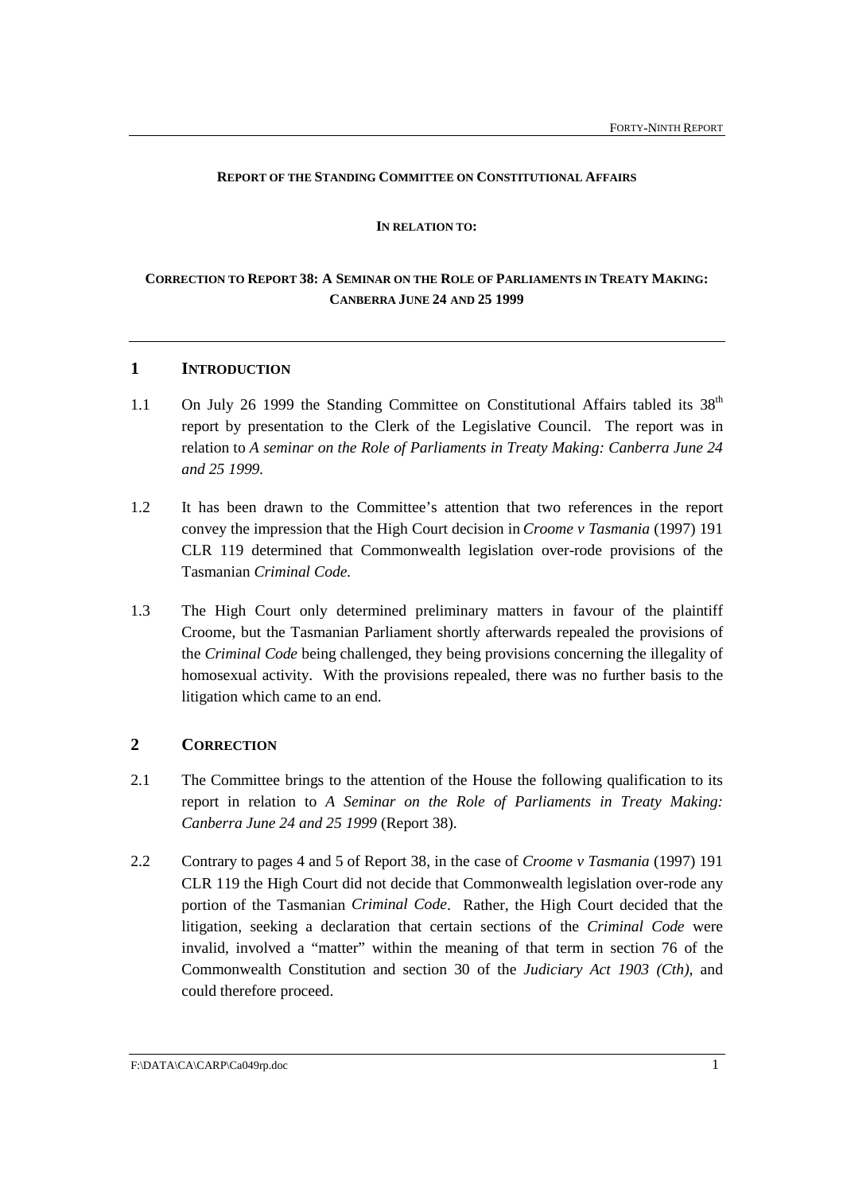**REPORT OF THE STANDING COMMITTEE ON CONSTITUTIONAL AFFAIRS**

**IN RELATION TO:**

**CORRECTION TO REPORT 38: A SEMINAR ON THE ROLE OF PARLIAMENTS IN TREATY MAKING: CANBERRA JUNE 24 AND 25 1999**

## 1 INTRODUCTION

1.1 On July 26 1999 the Standing Committee on Constitutional Affairs tabled its 38th report by presentation to the Clerk of the Legislative Council. The report was in relation to *A seminar on the Role of Parliaments in Treaty Making: Canberra June 24 and 25 1999.*

1.2 It has been drawn to the Committee's attention that two references in the report convey the impression that the High Court decision in *Croome v Tasmania* (1997) 191 CLR 119 determined that Commonwealth legislation over-rode provisions of the Tasmanian *Criminal Code.*

1.3 The High Court only determined preliminary matters in favour of the plaintiff Croome, but the Tasmanian Parliament shortly afterwards repealed the provisions of the *Criminal Code* being challenged, they being provisions concerning the illegality of homosexual activity. With the provisions repealed, there was no further basis to the litigation which came to an end.

## 2 CORRECTION

2.1 The Committee brings to the attention of the House the following qualification to its report in relation to *A Seminar on the Role of Parliaments in Treaty Making: Canberra June 24 and 25 1999* (Report 38).

2.2 Contrary to pages 4 and 5 of Report 38, in the case of *Croome v Tasmania* (1997) 191 CLR 119 the High Court did not decide that Commonwealth legislation over-rode any portion of the Tasmanian *Criminal Code*. Rather, the High Court decided that the litigation, seeking a declaration that certain sections of the *Criminal Code* were invalid, involved a "matter" within the meaning of that term in section 76 of the Commonwealth Constitution and section 30 of the *Judiciary Act 1903 (Cth)*, and could therefore proceed.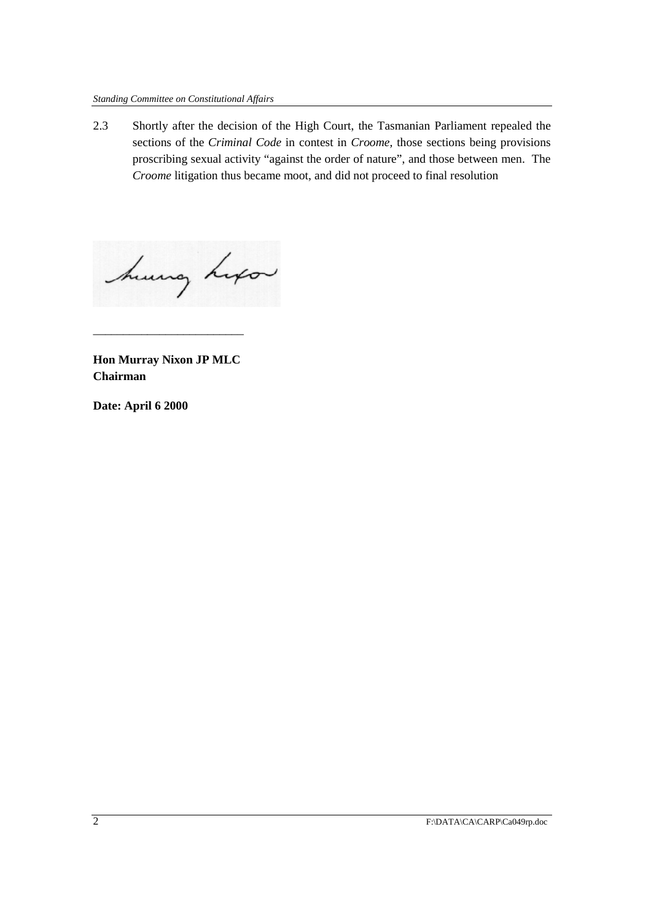2.3 Shortly after the decision of the High Court, the Tasmanian Parliament repealed the sections of the *Criminal Code* in contest in *Croome*, those sections being provisions proscribing sexual activity "against the order of nature", and those between men. The *Croome* litigation thus became moot, and did not proceed to final resolution

\_\_\_\_\_\_\_\_\_\_\_\_\_\_\_\_\_\_\_\_\_\_\_\_\_

**Hon Murray Nixon JP MLC**
**Chairman**

**Date: April 6 2000**